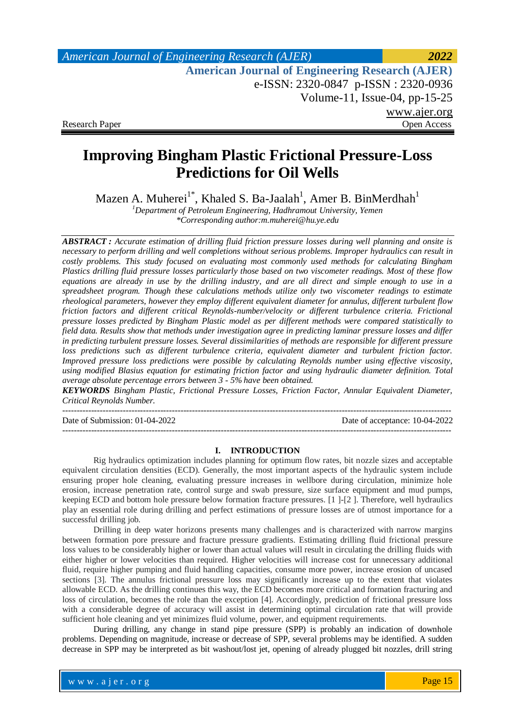Research Paper | Open Access

# Improving Bingham Plastic Frictional Pressure-Loss Predictions for Oil Wells

Mazen A. Muherei[1*], Khaled S. Ba-Jaalah[1], Amer B. BinMerdhah[1]

[1]Department of Petroleum Engineering, Hadhramout University, Yemen
*Corresponding author:m.muherei@hu.ye.edu

***ABSTRACT :*** *Accurate estimation of drilling fluid friction pressure losses during well planning and onsite is necessary to perform drilling and well completions without serious problems. Improper hydraulics can result in costly problems. This study focused on evaluating most commonly used methods for calculating Bingham Plastics drilling fluid pressure losses particularly those based on two viscometer readings. Most of these flow equations are already in use by the drilling industry, and are all direct and simple enough to use in a spreadsheet program. Though these calculations methods utilize only two viscometer readings to estimate rheological parameters, however they employ different equivalent diameter for annulus, different turbulent flow friction factors and different critical Reynolds-number/velocity or different turbulence criteria. Frictional pressure losses predicted by Bingham Plastic model as per different methods were compared statistically to field data. Results show that methods under investigation agree in predicting laminar pressure losses and differ in predicting turbulent pressure losses. Several dissimilarities of methods are responsible for different pressure loss predictions such as different turbulence criteria, equivalent diameter and turbulent friction factor. Improved pressure loss predictions were possible by calculating Reynolds number using effective viscosity, using modified Blasius equation for estimating friction factor and using hydraulic diameter definition. Total average absolute percentage errors between 3 - 5% have been obtained.*

***KEYWORDS*** *Bingham Plastic, Frictional Pressure Losses, Friction Factor, Annular Equivalent Diameter, Critical Reynolds Number.*

---

Date of Submission: 01-04-2022 | Date of acceptance: 10-04-2022

---

## I. INTRODUCTION

Rig hydraulics optimization includes planning for optimum flow rates, bit nozzle sizes and acceptable equivalent circulation densities (ECD). Generally, the most important aspects of the hydraulic system include ensuring proper hole cleaning, evaluating pressure increases in wellbore during circulation, minimize hole erosion, increase penetration rate, control surge and swab pressure, size surface equipment and mud pumps, keeping ECD and bottom hole pressure below formation fracture pressures. [1 ]-[2 ]. Therefore, well hydraulics play an essential role during drilling and perfect estimations of pressure losses are of utmost importance for a successful drilling job.

Drilling in deep water horizons presents many challenges and is characterized with narrow margins between formation pore pressure and fracture pressure gradients. Estimating drilling fluid frictional pressure loss values to be considerably higher or lower than actual values will result in circulating the drilling fluids with either higher or lower velocities than required. Higher velocities will increase cost for unnecessary additional fluid, require higher pumping and fluid handling capacities, consume more power, increase erosion of uncased sections [3]. The annulus frictional pressure loss may significantly increase up to the extent that violates allowable ECD. As the drilling continues this way, the ECD becomes more critical and formation fracturing and loss of circulation, becomes the role than the exception [4]. Accordingly, prediction of frictional pressure loss with a considerable degree of accuracy will assist in determining optimal circulation rate that will provide sufficient hole cleaning and yet minimizes fluid volume, power, and equipment requirements.

During drilling, any change in stand pipe pressure (SPP) is probably an indication of downhole problems. Depending on magnitude, increase or decrease of SPP, several problems may be identified. A sudden decrease in SPP may be interpreted as bit washout/lost jet, opening of already plugged bit nozzles, drill string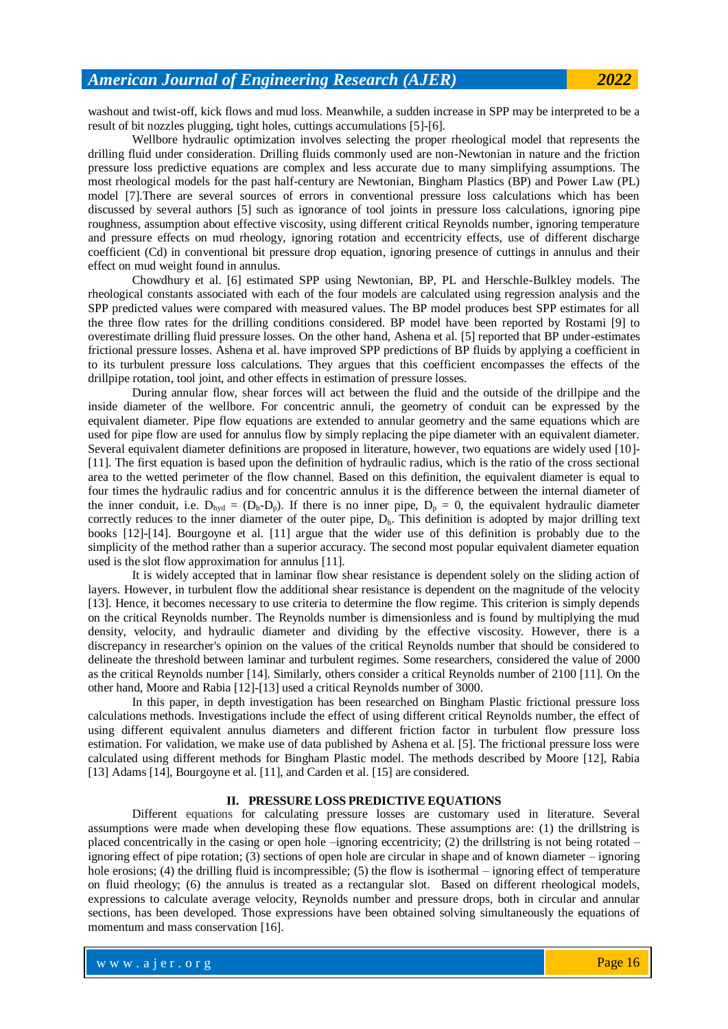washout and twist-off, kick flows and mud loss. Meanwhile, a sudden increase in SPP may be interpreted to be a result of bit nozzles plugging, tight holes, cuttings accumulations [5]-[6].

Wellbore hydraulic optimization involves selecting the proper rheological model that represents the drilling fluid under consideration. Drilling fluids commonly used are non-Newtonian in nature and the friction pressure loss predictive equations are complex and less accurate due to many simplifying assumptions. The most rheological models for the past half-century are Newtonian, Bingham Plastics (BP) and Power Law (PL) model [7].There are several sources of errors in conventional pressure loss calculations which has been discussed by several authors [5] such as ignorance of tool joints in pressure loss calculations, ignoring pipe roughness, assumption about effective viscosity, using different critical Reynolds number, ignoring temperature and pressure effects on mud rheology, ignoring rotation and eccentricity effects, use of different discharge coefficient (Cd) in conventional bit pressure drop equation, ignoring presence of cuttings in annulus and their effect on mud weight found in annulus.

Chowdhury et al. [6] estimated SPP using Newtonian, BP, PL and Herschle-Bulkley models. The rheological constants associated with each of the four models are calculated using regression analysis and the SPP predicted values were compared with measured values. The BP model produces best SPP estimates for all the three flow rates for the drilling conditions considered. BP model have been reported by Rostami [9] to overestimate drilling fluid pressure losses. On the other hand, Ashena et al. [5] reported that BP under-estimates frictional pressure losses. Ashena et al. have improved SPP predictions of BP fluids by applying a coefficient in to its turbulent pressure loss calculations. They argues that this coefficient encompasses the effects of the drillpipe rotation, tool joint, and other effects in estimation of pressure losses.

During annular flow, shear forces will act between the fluid and the outside of the drillpipe and the inside diameter of the wellbore. For concentric annuli, the geometry of conduit can be expressed by the equivalent diameter. Pipe flow equations are extended to annular geometry and the same equations which are used for pipe flow are used for annulus flow by simply replacing the pipe diameter with an equivalent diameter. Several equivalent diameter definitions are proposed in literature, however, two equations are widely used [10]-[11]. The first equation is based upon the definition of hydraulic radius, which is the ratio of the cross sectional area to the wetted perimeter of the flow channel. Based on this definition, the equivalent diameter is equal to four times the hydraulic radius and for concentric annulus it is the difference between the internal diameter of the inner conduit, i.e. $D_{hyd} = (D_h - D_p)$. If there is no inner pipe, $D_p = 0$, the equivalent hydraulic diameter correctly reduces to the inner diameter of the outer pipe, $D_h$. This definition is adopted by major drilling text books [12]-[14]. Bourgoyne et al. [11] argue that the wider use of this definition is probably due to the simplicity of the method rather than a superior accuracy. The second most popular equivalent diameter equation used is the slot flow approximation for annulus [11].

It is widely accepted that in laminar flow shear resistance is dependent solely on the sliding action of layers. However, in turbulent flow the additional shear resistance is dependent on the magnitude of the velocity [13]. Hence, it becomes necessary to use criteria to determine the flow regime. This criterion is simply depends on the critical Reynolds number. The Reynolds number is dimensionless and is found by multiplying the mud density, velocity, and hydraulic diameter and dividing by the effective viscosity. However, there is a discrepancy in researcher's opinion on the values of the critical Reynolds number that should be considered to delineate the threshold between laminar and turbulent regimes. Some researchers, considered the value of 2000 as the critical Reynolds number [14]. Similarly, others consider a critical Reynolds number of 2100 [11]. On the other hand, Moore and Rabia [12]-[13] used a critical Reynolds number of 3000.

In this paper, in depth investigation has been researched on Bingham Plastic frictional pressure loss calculations methods. Investigations include the effect of using different critical Reynolds number, the effect of using different equivalent annulus diameters and different friction factor in turbulent flow pressure loss estimation. For validation, we make use of data published by Ashena et al. [5]. The frictional pressure loss were calculated using different methods for Bingham Plastic model. The methods described by Moore [12], Rabia [13] Adams [14], Bourgoyne et al. [11], and Carden et al. [15] are considered.

## II. PRESSURE LOSS PREDICTIVE EQUATIONS

Different equations for calculating pressure losses are customary used in literature. Several assumptions were made when developing these flow equations. These assumptions are: (1) the drillstring is placed concentrically in the casing or open hole –ignoring eccentricity; (2) the drillstring is not being rotated – ignoring effect of pipe rotation; (3) sections of open hole are circular in shape and of known diameter – ignoring hole erosions; (4) the drilling fluid is incompressible; (5) the flow is isothermal – ignoring effect of temperature on fluid rheology; (6) the annulus is treated as a rectangular slot. Based on different rheological models, expressions to calculate average velocity, Reynolds number and pressure drops, both in circular and annular sections, has been developed. Those expressions have been obtained solving simultaneously the equations of momentum and mass conservation [16].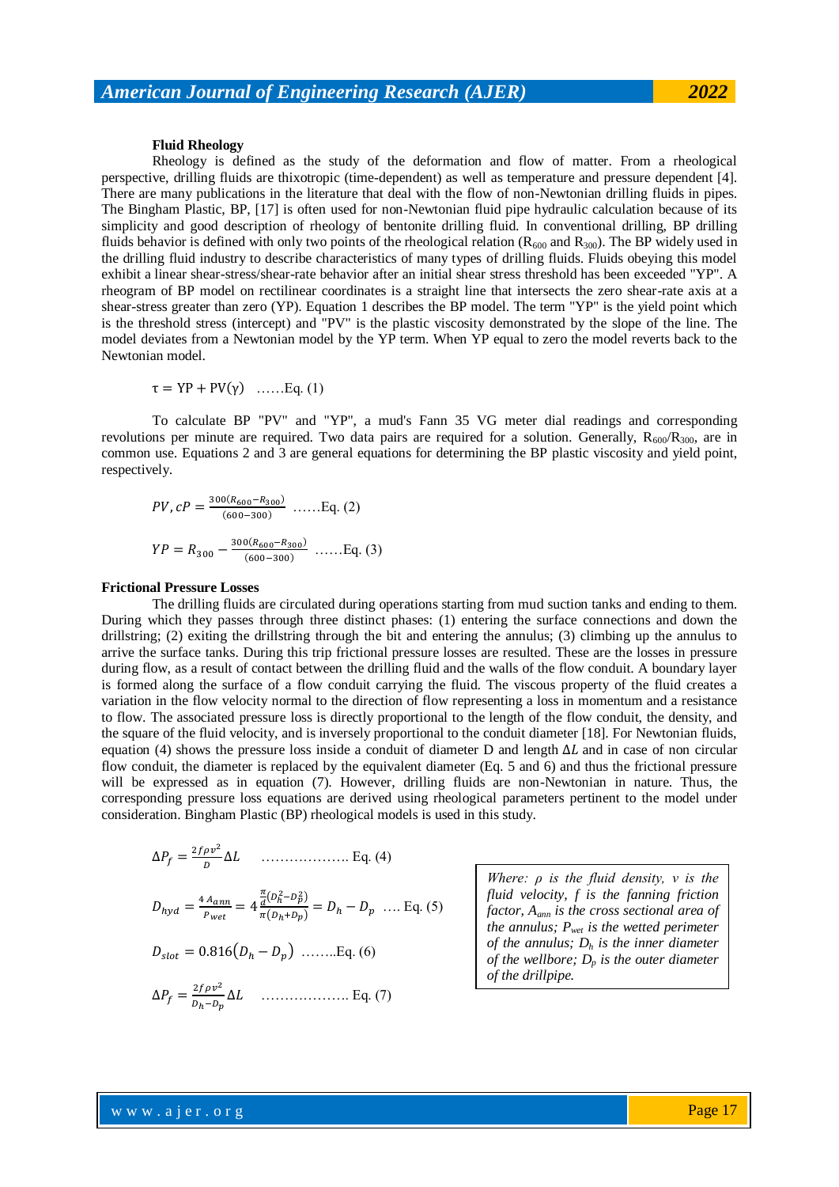**Fluid Rheology**

Rheology is defined as the study of the deformation and flow of matter. From a rheological perspective, drilling fluids are thixotropic (time-dependent) as well as temperature and pressure dependent [4]. There are many publications in the literature that deal with the flow of non-Newtonian drilling fluids in pipes. The Bingham Plastic, BP, [17] is often used for non-Newtonian fluid pipe hydraulic calculation because of its simplicity and good description of rheology of bentonite drilling fluid. In conventional drilling, BP drilling fluids behavior is defined with only two points of the rheological relation ($R_{600}$ and $R_{300}$). The BP widely used in the drilling fluid industry to describe characteristics of many types of drilling fluids. Fluids obeying this model exhibit a linear shear-stress/shear-rate behavior after an initial shear stress threshold has been exceeded "YP". A rheogram of BP model on rectilinear coordinates is a straight line that intersects the zero shear-rate axis at a shear-stress greater than zero (YP). Equation 1 describes the BP model. The term "YP" is the yield point which is the threshold stress (intercept) and "PV" is the plastic viscosity demonstrated by the slope of the line. The model deviates from a Newtonian model by the YP term. When YP equal to zero the model reverts back to the Newtonian model.

$$\tau = \text{YP} + \text{PV}(\gamma) \quad \text{……Eq. (1)}$$

To calculate BP "PV" and "YP", a mud's Fann 35 VG meter dial readings and corresponding revolutions per minute are required. Two data pairs are required for a solution. Generally, $R_{600}/R_{300}$, are in common use. Equations 2 and 3 are general equations for determining the BP plastic viscosity and yield point, respectively.

$$PV, cP = \frac{300(R_{600} - R_{300})}{(600-300)} \quad \text{……Eq. (2)}$$

$$YP = R_{300} - \frac{300(R_{600} - R_{300})}{(600-300)} \quad \text{……Eq. (3)}$$

**Frictional Pressure Losses**

The drilling fluids are circulated during operations starting from mud suction tanks and ending to them. During which they passes through three distinct phases: (1) entering the surface connections and down the drillstring; (2) exiting the drillstring through the bit and entering the annulus; (3) climbing up the annulus to arrive the surface tanks. During this trip frictional pressure losses are resulted. These are the losses in pressure during flow, as a result of contact between the drilling fluid and the walls of the flow conduit. A boundary layer is formed along the surface of a flow conduit carrying the fluid. The viscous property of the fluid creates a variation in the flow velocity normal to the direction of flow representing a loss in momentum and a resistance to flow. The associated pressure loss is directly proportional to the length of the flow conduit, the density, and the square of the fluid velocity, and is inversely proportional to the conduit diameter [18]. For Newtonian fluids, equation (4) shows the pressure loss inside a conduit of diameter D and length $\Delta L$ and in case of non circular flow conduit, the diameter is replaced by the equivalent diameter (Eq. 5 and 6) and thus the frictional pressure will be expressed as in equation (7). However, drilling fluids are non-Newtonian in nature. Thus, the corresponding pressure loss equations are derived using rheological parameters pertinent to the model under consideration. Bingham Plastic (BP) rheological models is used in this study.

$$\Delta P_f = \frac{2f\rho v^2}{D}\Delta L \quad \text{………………. Eq. (4)}$$

$$D_{hyd} = \frac{4\,A_{ann}}{P_{wet}} = 4\frac{\frac{\pi}{4}(D_h^2 - D_p^2)}{\pi(D_h + D_p)} = D_h - D_p \quad \text{…. Eq. (5)}$$

$$D_{slot} = 0.816(D_h - D_p) \quad \text{……..Eq. (6)}$$

$$\Delta P_f = \frac{2f\rho v^2}{D_h - D_p}\Delta L \quad \text{………………. Eq. (7)}$$

*Where: $\rho$ is the fluid density, $v$ is the fluid velocity, $f$ is the fanning friction factor, $A_{ann}$ is the cross sectional area of the annulus; $P_{wet}$ is the wetted perimeter of the annulus; $D_h$ is the inner diameter of the wellbore; $D_p$ is the outer diameter of the drillpipe.*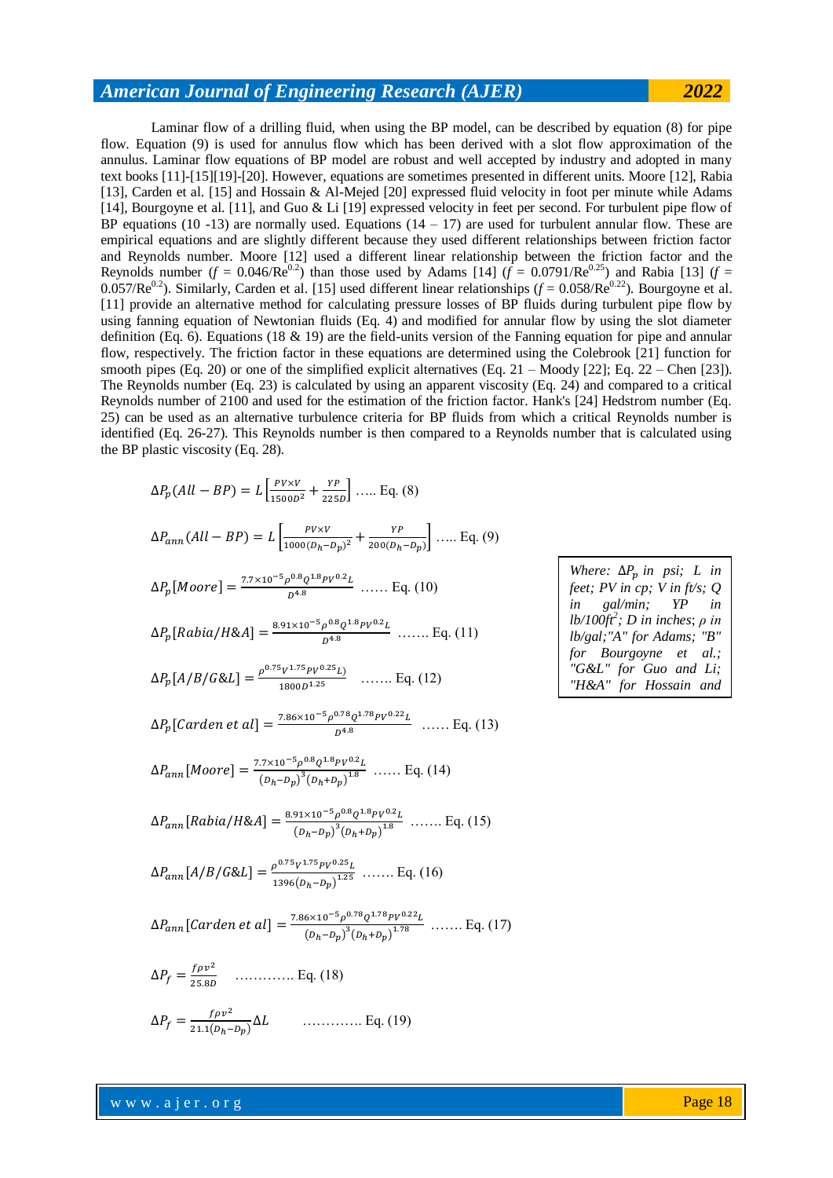Laminar flow of a drilling fluid, when using the BP model, can be described by equation (8) for pipe flow. Equation (9) is used for annulus flow which has been derived with a slot flow approximation of the annulus. Laminar flow equations of BP model are robust and well accepted by industry and adopted in many text books [11]-[15][19]-[20]. However, equations are sometimes presented in different units. Moore [12], Rabia [13], Carden et al. [15] and Hossain & Al-Mejed [20] expressed fluid velocity in foot per minute while Adams [14], Bourgoyne et al. [11], and Guo & Li [19] expressed velocity in feet per second. For turbulent pipe flow of BP equations (10 -13) are normally used. Equations (14 – 17) are used for turbulent annular flow. These are empirical equations and are slightly different because they used different relationships between friction factor and Reynolds number. Moore [12] used a different linear relationship between the friction factor and the Reynolds number ($f = 0.046/Re^{0.2}$) than those used by Adams [14] ($f = 0.0791/Re^{0.25}$) and Rabia [13] ($f = 0.057/Re^{0.2}$). Similarly, Carden et al. [15] used different linear relationships ($f = 0.058/Re^{0.22}$). Bourgoyne et al. [11] provide an alternative method for calculating pressure losses of BP fluids during turbulent pipe flow by using fanning equation of Newtonian fluids (Eq. 4) and modified for annular flow by using the slot diameter definition (Eq. 6). Equations (18 & 19) are the field-units version of the Fanning equation for pipe and annular flow, respectively. The friction factor in these equations are determined using the Colebrook [21] function for smooth pipes (Eq. 20) or one of the simplified explicit alternatives (Eq. 21 – Moody [22]; Eq. 22 – Chen [23]). The Reynolds number (Eq. 23) is calculated by using an apparent viscosity (Eq. 24) and compared to a critical Reynolds number of 2100 and used for the estimation of the friction factor. Hank's [24] Hedstrom number (Eq. 25) can be used as an alternative turbulence criteria for BP fluids from which a critical Reynolds number is identified (Eq. 26-27). This Reynolds number is then compared to a Reynolds number that is calculated using the BP plastic viscosity (Eq. 28).

$$\Delta P_p(All-BP) = L\left[\frac{PV \times V}{1500D^2} + \frac{YP}{225D}\right] \quad \text{..... Eq. (8)}$$

$$\Delta P_{ann}(All-BP) = L\left[\frac{PV \times V}{1000(D_h-D_p)^2} + \frac{YP}{200(D_h-D_p)}\right] \quad \text{..... Eq. (9)}$$

$$\Delta P_p[Moore] = \frac{7.7\times10^{-5}\rho^{0.8}Q^{1.8}PV^{0.2}L}{D^{4.8}} \quad \text{...... Eq. (10)}$$

$$\Delta P_p[Rabia/H\&A] = \frac{8.91\times10^{-5}\rho^{0.8}Q^{1.8}PV^{0.2}L}{D^{4.8}} \quad \text{....... Eq. (11)}$$

$$\Delta P_p[A/B/G\&L] = \frac{\rho^{0.75}V^{1.75}PV^{0.25}L)}{1800D^{1.25}} \quad \text{....... Eq. (12)}$$

$$\Delta P_p[Carden\ et\ al] = \frac{7.86\times10^{-5}\rho^{0.78}Q^{1.78}PV^{0.22}L}{D^{4.8}} \quad \text{...... Eq. (13)}$$

$$\Delta P_{ann}[Moore] = \frac{7.7\times10^{-5}\rho^{0.8}Q^{1.8}PV^{0.2}L}{(D_h-D_p)^3(D_h+D_p)^{1.8}} \quad \text{...... Eq. (14)}$$

$$\Delta P_{ann}[Rabia/H\&A] = \frac{8.91\times10^{-5}\rho^{0.8}Q^{1.8}PV^{0.2}L}{(D_h-D_p)^3(D_h+D_p)^{1.8}} \quad \text{....... Eq. (15)}$$

$$\Delta P_{ann}[A/B/G\&L] = \frac{\rho^{0.75}V^{1.75}PV^{0.25}L}{1396(D_h-D_p)^{1.25}} \quad \text{....... Eq. (16)}$$

$$\Delta P_{ann}[Carden\ et\ al] = \frac{7.86\times10^{-5}\rho^{0.78}Q^{1.78}PV^{0.22}L}{(D_h-D_p)^3(D_h+D_p)^{1.78}} \quad \text{....... Eq. (17)}$$

$$\Delta P_f = \frac{f\rho v^2}{25.8D} \quad \text{............. Eq. (18)}$$

$$\Delta P_f = \frac{f\rho v^2}{21.1(D_h-D_p)}\Delta L \quad \text{............. Eq. (19)}$$

*Where: $\Delta P_p$ in psi; L in feet; PV in cp; V in ft/s; Q in gal/min; YP in lb/100ft$^2$; D in inches; $\rho$ in lb/gal; "A" for Adams; "B" for Bourgoyne et al.; "G&L" for Guo and Li; "H&A" for Hossain and*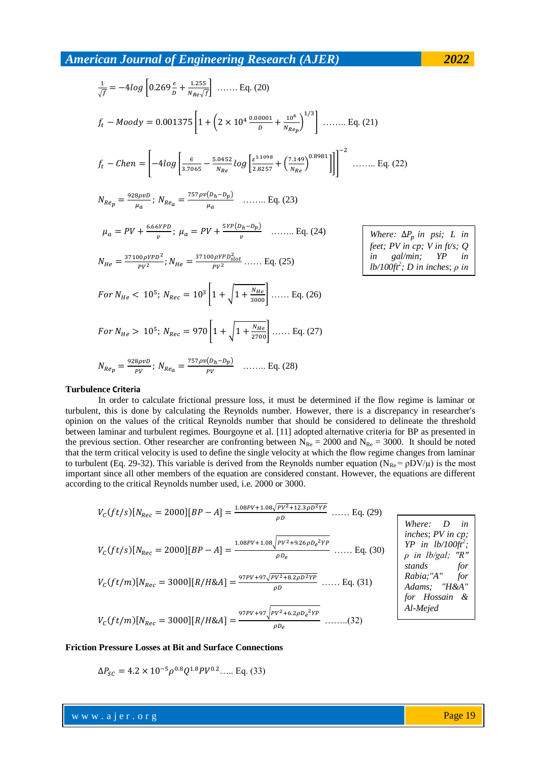$$\frac{1}{\sqrt{f}} = -4log\left[0.269\frac{\epsilon}{D} + \frac{1.255}{N_{Re}\sqrt{f}}\right] \quad \text{……. Eq. (20)}$$

$$f_t - Moody = 0.001375\left[1 + \left(2\times10^4\,\frac{0.00001}{D} + \frac{10^6}{N_{Re_p}}\right)^{1/3}\right] \quad \text{…….. Eq. (21)}$$

$$f_t - Chen = \left[-4log\left[\frac{\epsilon}{3.7065} - \frac{5.0452}{N_{Re}}log\left[\frac{\epsilon^{1.1098}}{2.8257} + \left(\frac{7.149}{N_{Re}}\right)^{0.8981}\right]\right]\right]^{-2} \quad \text{…….. Eq. (22)}$$

$$N_{Re_p} = \frac{928\rho vD}{\mu_a};\ N_{Re_a} = \frac{757\rho v(D_h - D_p)}{\mu_a} \quad \text{…….. Eq. (23)}$$

$$\mu_a = PV + \frac{6.66YPD}{v};\ \mu_a = PV + \frac{5YP(D_h - D_p)}{v} \quad \text{…….. Eq. (24)}$$

$$N_{He} = \frac{37100\rho YPD^2}{PV^2};\ N_{He} = \frac{37100\rho YPD_{slot}^2}{PV^2} \quad \text{…… Eq. (25)}$$

$$For\ N_{He} < 10^5;\ N_{Rec} = 10^3\left[1 + \sqrt{1 + \frac{N_{He}}{3000}}\right] \quad \text{…… Eq. (26)}$$

$$For\ N_{He} > 10^5;\ N_{Rec} = 970\left[1 + \sqrt{1 + \frac{N_{He}}{2700}}\right] \quad \text{…… Eq. (27)}$$

$$N_{Re_p} = \frac{928\rho vD}{PV};\ N_{Re_a} = \frac{757\rho v(D_h - D_p)}{PV} \quad \text{…….. Eq. (28)}$$

*Where: $\Delta P_p$ in psi; L in feet; PV in cp; V in ft/s; Q in gal/min; YP in lb/100ft$^2$; D in inches; ρ in*

**Turbulence Criteria**

In order to calculate frictional pressure loss, it must be determined if the flow regime is laminar or turbulent, this is done by calculating the Reynolds number. However, there is a discrepancy in researcher's opinion on the values of the critical Reynolds number that should be considered to delineate the threshold between laminar and turbulent regimes. Bourgoyne et al. [11] adopted alternative criteria for BP as presented in the previous section. Other researcher are confronting between $N_{Re} = 2000$ and $N_{Re} = 3000$. It should be noted that the term critical velocity is used to define the single velocity at which the flow regime changes from laminar to turbulent (Eq. 29-32). This variable is derived from the Reynolds number equation ($N_{Re} = \rho DV/\mu$) is the most important since all other members of the equation are considered constant. However, the equations are different according to the critical Reynolds number used, i.e. 2000 or 3000.

$$V_C(ft/s)[N_{Rec} = 2000][BP - A] = \frac{1.08PV + 1.08\sqrt{PV^2 + 12.3\rho D^2 YP}}{\rho D} \quad \text{…… Eq. (29)}$$

$$V_C(ft/s)[N_{Rec} = 2000][BP - A] = \frac{1.08PV + 1.08\sqrt{PV^2 + 9.26\rho {D_e}^2 YP}}{\rho D_e} \quad \text{…… Eq. (30)}$$

$$V_C(ft/m)[N_{Rec} = 3000][R/H\&A] = \frac{97PV + 97\sqrt{PV^2 + 8.2\rho D^2 YP}}{\rho D} \quad \text{…… Eq. (31)}$$

$$V_C(ft/m)[N_{Rec} = 3000][R/H\&A] = \frac{97PV + 97\sqrt{PV^2 + 6.2\rho {D_e}^2 YP}}{\rho D_e} \quad \text{……..(32)}$$

*Where: D in inches; PV in cp; YP in lb/100ft$^2$; ρ in lb/gal; "R" stands for Rabia; "A" for Adams; "H&A" for Hossain & Al-Mejed*

**Friction Pressure Losses at Bit and Surface Connections**

$$\Delta P_{SC} = 4.2\times10^{-5}\rho^{0.8}Q^{1.8}PV^{0.2} \quad \text{….. Eq. (33)}$$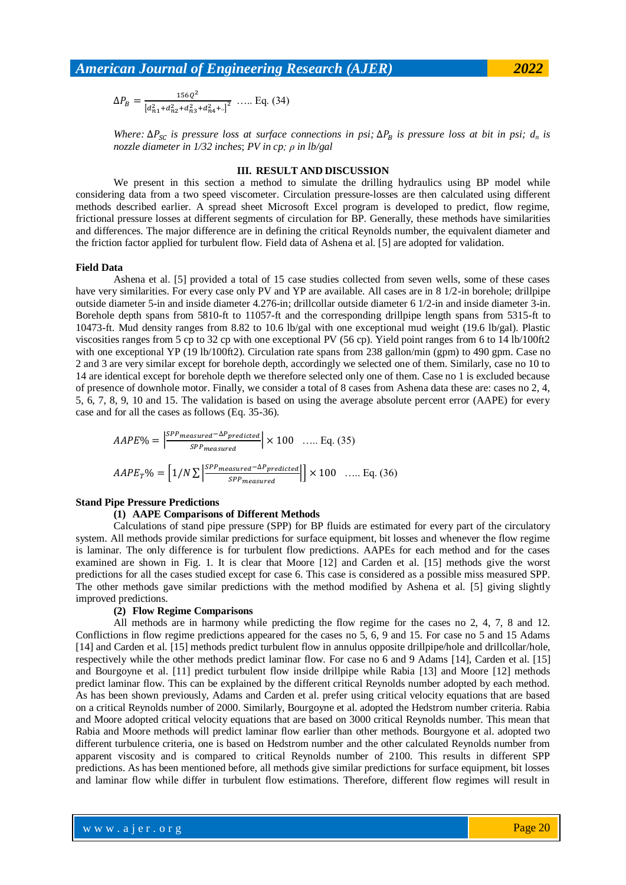$$\Delta P_B = \frac{156 Q^2}{\left[d_{n1}^2 + d_{n2}^2 + d_{n3}^2 + d_{n4}^2 + ..\right]^2} \quad ..... \text{Eq. (34)}$$

*Where: $\Delta P_{SC}$ is pressure loss at surface connections in psi; $\Delta P_B$ is pressure loss at bit in psi; $d_n$ is nozzle diameter in 1/32 inches; PV in cp; $\rho$ in lb/gal*

## III. RESULT AND DISCUSSION

We present in this section a method to simulate the drilling hydraulics using BP model while considering data from a two speed viscometer. Circulation pressure-losses are then calculated using different methods described earlier. A spread sheet Microsoft Excel program is developed to predict, flow regime, frictional pressure losses at different segments of circulation for BP. Generally, these methods have similarities and differences. The major difference are in defining the critical Reynolds number, the equivalent diameter and the friction factor applied for turbulent flow. Field data of Ashena et al. [5] are adopted for validation.

### Field Data

Ashena et al. [5] provided a total of 15 case studies collected from seven wells, some of these cases have very similarities. For every case only PV and YP are available. All cases are in 8 1/2-in borehole; drillpipe outside diameter 5-in and inside diameter 4.276-in; drillcollar outside diameter 6 1/2-in and inside diameter 3-in. Borehole depth spans from 5810-ft to 11057-ft and the corresponding drillpipe length spans from 5315-ft to 10473-ft. Mud density ranges from 8.82 to 10.6 lb/gal with one exceptional mud weight (19.6 lb/gal). Plastic viscosities ranges from 5 cp to 32 cp with one exceptional PV (56 cp). Yield point ranges from 6 to 14 lb/100ft2 with one exceptional YP (19 lb/100ft2). Circulation rate spans from 238 gallon/min (gpm) to 490 gpm. Case no 2 and 3 are very similar except for borehole depth, accordingly we selected one of them. Similarly, case no 10 to 14 are identical except for borehole depth we therefore selected only one of them. Case no 1 is excluded because of presence of downhole motor. Finally, we consider a total of 8 cases from Ashena data these are: cases no 2, 4, 5, 6, 7, 8, 9, 10 and 15. The validation is based on using the average absolute percent error (AAPE) for every case and for all the cases as follows (Eq. 35-36).

$$AAPE\% = \left| \frac{SPP_{measured} - \Delta P_{predicted}}{SPP_{measured}} \right| \times 100 \quad ..... \text{Eq. (35)}$$

$$AAPE_T\% = \left[ 1/N \sum \left| \frac{SPP_{measured} - \Delta P_{predicted}}{SPP_{measured}} \right| \right] \times 100 \quad ..... \text{Eq. (36)}$$

### Stand Pipe Pressure Predictions

#### (1) AAPE Comparisons of Different Methods

Calculations of stand pipe pressure (SPP) for BP fluids are estimated for every part of the circulatory system. All methods provide similar predictions for surface equipment, bit losses and whenever the flow regime is laminar. The only difference is for turbulent flow predictions. AAPEs for each method and for the cases examined are shown in Fig. 1. It is clear that Moore [12] and Carden et al. [15] methods give the worst predictions for all the cases studied except for case 6. This case is considered as a possible miss measured SPP. The other methods gave similar predictions with the method modified by Ashena et al. [5] giving slightly improved predictions.

#### (2) Flow Regime Comparisons

All methods are in harmony while predicting the flow regime for the cases no 2, 4, 7, 8 and 12. Conflictions in flow regime predictions appeared for the cases no 5, 6, 9 and 15. For case no 5 and 15 Adams [14] and Carden et al. [15] methods predict turbulent flow in annulus opposite drillpipe/hole and drillcollar/hole, respectively while the other methods predict laminar flow. For case no 6 and 9 Adams [14], Carden et al. [15] and Bourgoyne et al. [11] predict turbulent flow inside drillpipe while Rabia [13] and Moore [12] methods predict laminar flow. This can be explained by the different critical Reynolds number adopted by each method. As has been shown previously, Adams and Carden et al. prefer using critical velocity equations that are based on a critical Reynolds number of 2000. Similarly, Bourgoyne et al. adopted the Hedstrom number criteria. Rabia and Moore adopted critical velocity equations that are based on 3000 critical Reynolds number. This mean that Rabia and Moore methods will predict laminar flow earlier than other methods. Bourgyone et al. adopted two different turbulence criteria, one is based on Hedstrom number and the other calculated Reynolds number from apparent viscosity and is compared to critical Reynolds number of 2100. This results in different SPP predictions. As has been mentioned before, all methods give similar predictions for surface equipment, bit losses and laminar flow while differ in turbulent flow estimations. Therefore, different flow regimes will result in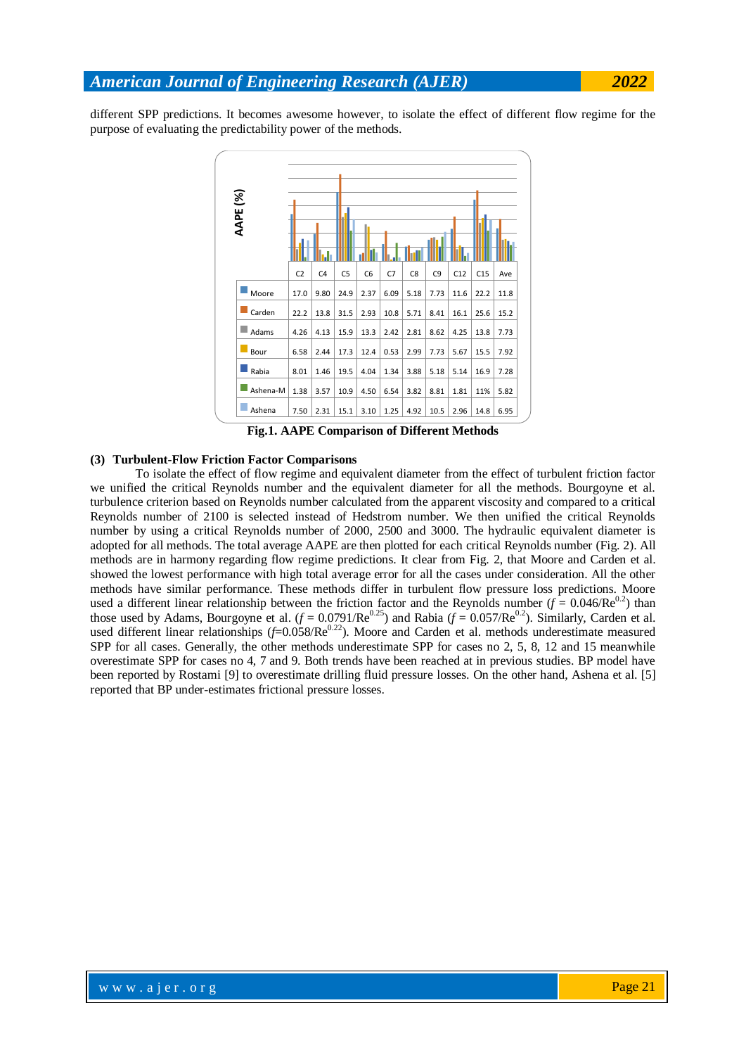different SPP predictions. It becomes awesome however, to isolate the effect of different flow regime for the purpose of evaluating the predictability power of the methods.

| | C2 | C4 | C5 | C6 | C7 | C8 | C9 | C12 | C15 | Ave |
|---|---|---|---|---|---|---|---|---|---|---|
| Moore | 17.0 | 9.80 | 24.9 | 2.37 | 6.09 | 5.18 | 7.73 | 11.6 | 22.2 | 11.8 |
| Carden | 22.2 | 13.8 | 31.5 | 2.93 | 10.8 | 5.71 | 8.41 | 16.1 | 25.6 | 15.2 |
| Adams | 4.26 | 4.13 | 15.9 | 13.3 | 2.42 | 2.81 | 8.62 | 4.25 | 13.8 | 7.73 |
| Bour | 6.58 | 2.44 | 17.3 | 12.4 | 0.53 | 2.99 | 7.73 | 5.67 | 15.5 | 7.92 |
| Rabia | 8.01 | 1.46 | 19.5 | 4.04 | 1.34 | 3.88 | 5.18 | 5.14 | 16.9 | 7.28 |
| Ashena-M | 1.38 | 3.57 | 10.9 | 4.50 | 6.54 | 3.82 | 8.81 | 1.81 | 11% | 5.82 |
| Ashena | 7.50 | 2.31 | 15.1 | 3.10 | 1.25 | 4.92 | 10.5 | 2.96 | 14.8 | 6.95 |

**Fig.1. AAPE Comparison of Different Methods**

### (3) Turbulent-Flow Friction Factor Comparisons

To isolate the effect of flow regime and equivalent diameter from the effect of turbulent friction factor we unified the critical Reynolds number and the equivalent diameter for all the methods. Bourgoyne et al. turbulence criterion based on Reynolds number calculated from the apparent viscosity and compared to a critical Reynolds number of 2100 is selected instead of Hedstrom number. We then unified the critical Reynolds number by using a critical Reynolds number of 2000, 2500 and 3000. The hydraulic equivalent diameter is adopted for all methods. The total average AAPE are then plotted for each critical Reynolds number (Fig. 2). All methods are in harmony regarding flow regime predictions. It clear from Fig. 2, that Moore and Carden et al. showed the lowest performance with high total average error for all the cases under consideration. All the other methods have similar performance. These methods differ in turbulent flow pressure loss predictions. Moore used a different linear relationship between the friction factor and the Reynolds number ($f = 0.046/Re^{0.2}$) than those used by Adams, Bourgoyne et al. ($f = 0.0791/Re^{0.25}$) and Rabia ($f = 0.057/Re^{0.2}$). Similarly, Carden et al. used different linear relationships ($f$=$0.058/Re^{0.22}$). Moore and Carden et al. methods underestimate measured SPP for all cases. Generally, the other methods underestimate SPP for cases no 2, 5, 8, 12 and 15 meanwhile overestimate SPP for cases no 4, 7 and 9. Both trends have been reached at in previous studies. BP model have been reported by Rostami [9] to overestimate drilling fluid pressure losses. On the other hand, Ashena et al. [5] reported that BP under-estimates frictional pressure losses.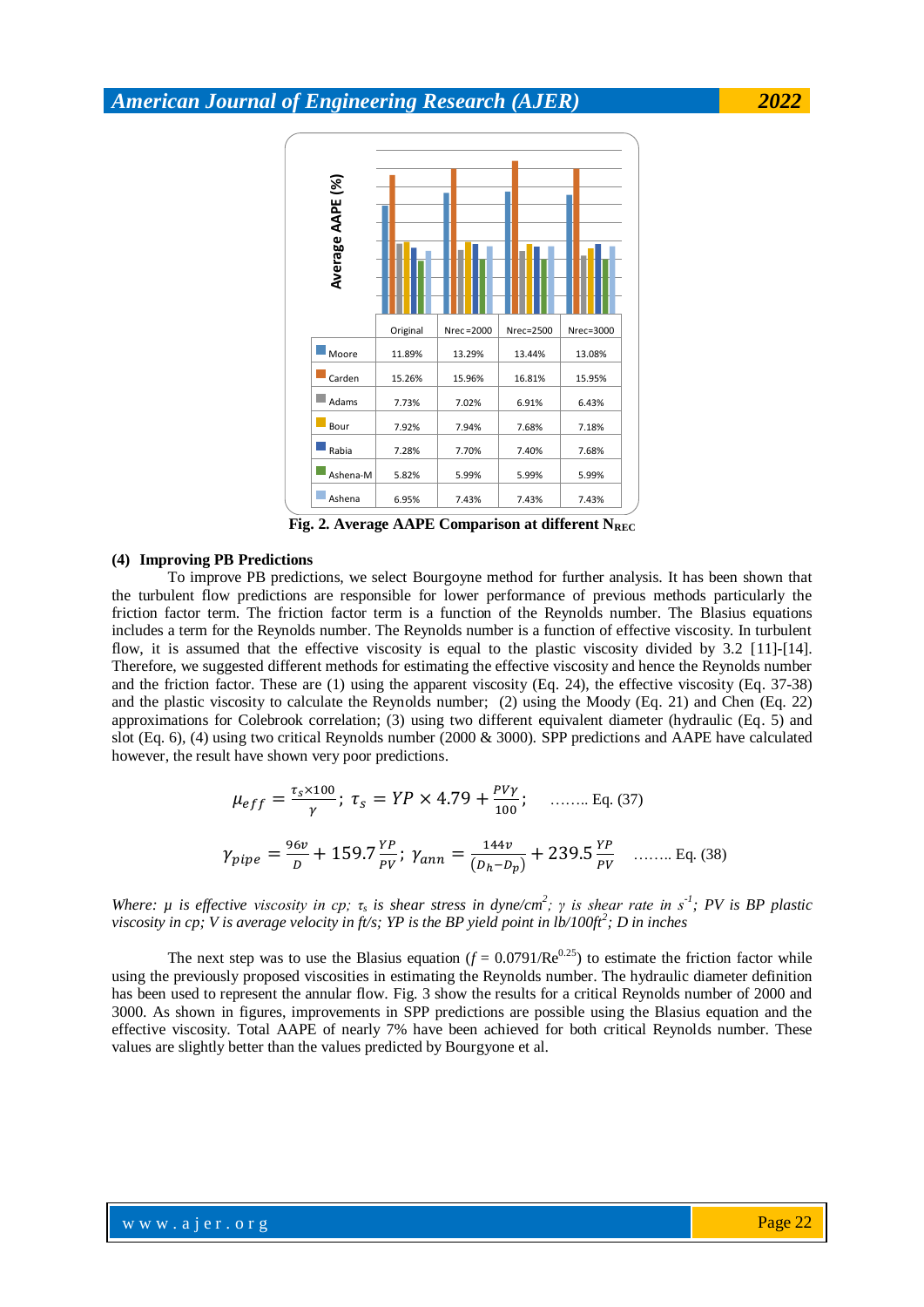| | Original | Nrec=2000 | Nrec=2500 | Nrec=3000 |
|---|---|---|---|---|
| Moore | 11.89% | 13.29% | 13.44% | 13.08% |
| Carden | 15.26% | 15.96% | 16.81% | 15.95% |
| Adams | 7.73% | 7.02% | 6.91% | 6.43% |
| Bour | 7.92% | 7.94% | 7.68% | 7.18% |
| Rabia | 7.28% | 7.70% | 7.40% | 7.68% |
| Ashena-M | 5.82% | 5.99% | 5.99% | 5.99% |
| Ashena | 6.95% | 7.43% | 7.43% | 7.43% |

**Fig. 2. Average AAPE Comparison at different $N_{REC}$**

**(4) Improving PB Predictions**

To improve PB predictions, we select Bourgoyne method for further analysis. It has been shown that the turbulent flow predictions are responsible for lower performance of previous methods particularly the friction factor term. The friction factor term is a function of the Reynolds number. The Blasius equations includes a term for the Reynolds number. The Reynolds number is a function of effective viscosity. In turbulent flow, it is assumed that the effective viscosity is equal to the plastic viscosity divided by 3.2 [11]-[14]. Therefore, we suggested different methods for estimating the effective viscosity and hence the Reynolds number and the friction factor. These are (1) using the apparent viscosity (Eq. 24), the effective viscosity (Eq. 37-38) and the plastic viscosity to calculate the Reynolds number; (2) using the Moody (Eq. 21) and Chen (Eq. 22) approximations for Colebrook correlation; (3) using two different equivalent diameter (hydraulic (Eq. 5) and slot (Eq. 6), (4) using two critical Reynolds number (2000 & 3000). SPP predictions and AAPE have calculated however, the result have shown very poor predictions.

$$\mu_{eff} = \frac{\tau_s \times 100}{\gamma}; \; \tau_s = YP \times 4.79 + \frac{PV\gamma}{100}; \quad \text{…….. Eq. (37)}$$

$$\gamma_{pipe} = \frac{96v}{D} + 159.7\frac{YP}{PV}; \; \gamma_{ann} = \frac{144v}{(D_h - D_p)} + 239.5\frac{YP}{PV} \quad \text{…….. Eq. (38)}$$

*Where: $\mu$ is effective viscosity in cp; $\tau_s$ is shear stress in dyne/cm$^2$; $\gamma$ is shear rate in s$^{-1}$; PV is BP plastic viscosity in cp; V is average velocity in ft/s; YP is the BP yield point in lb/100ft$^2$; D in inches*

The next step was to use the Blasius equation ($f = 0.0791/Re^{0.25}$) to estimate the friction factor while using the previously proposed viscosities in estimating the Reynolds number. The hydraulic diameter definition has been used to represent the annular flow. Fig. 3 show the results for a critical Reynolds number of 2000 and 3000. As shown in figures, improvements in SPP predictions are possible using the Blasius equation and the effective viscosity. Total AAPE of nearly 7% have been achieved for both critical Reynolds number. These values are slightly better than the values predicted by Bourgyone et al.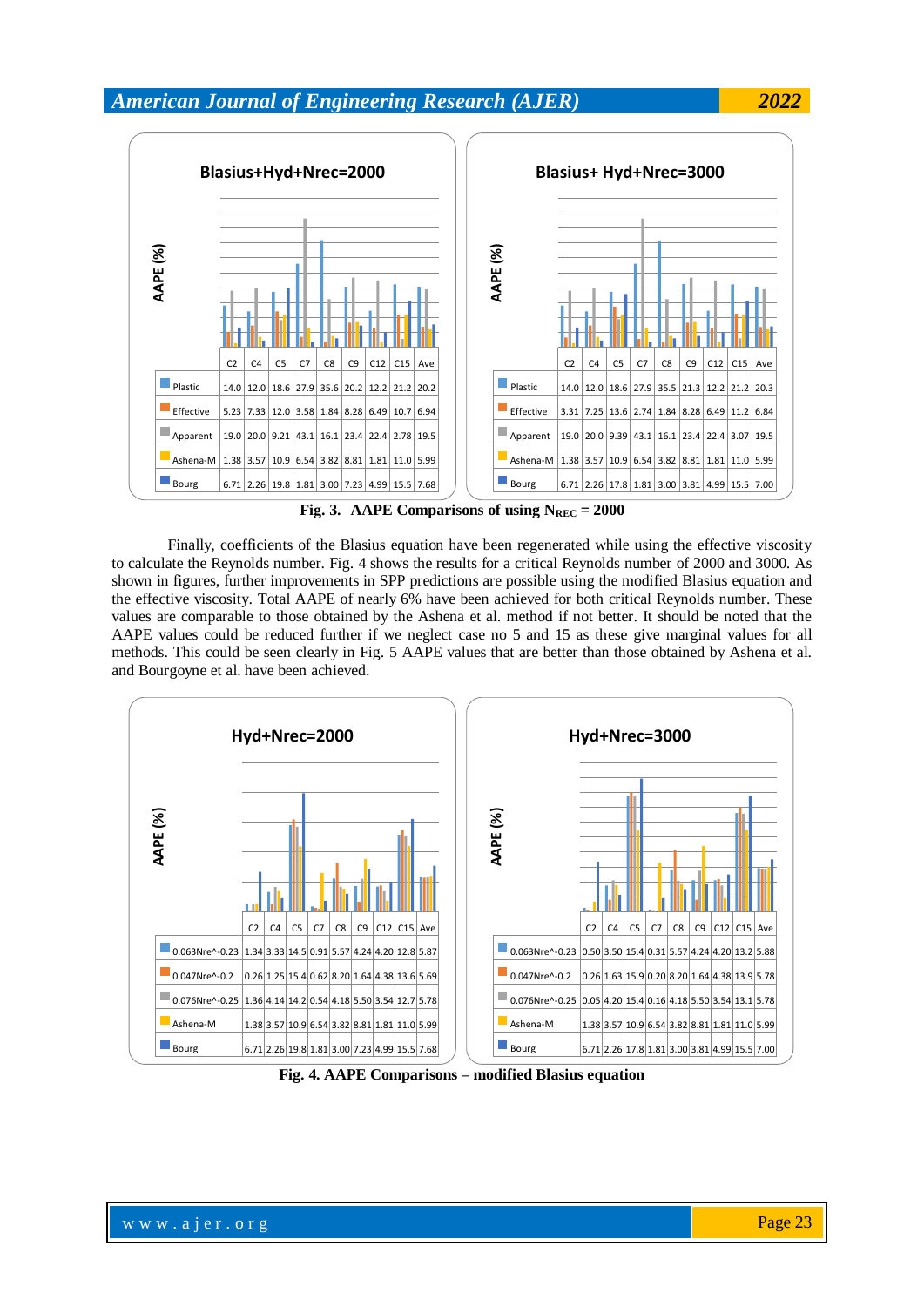**Blasius+Hyd+Nrec=2000**

| | C2 | C4 | C5 | C7 | C8 | C9 | C12 | C15 | Ave |
|---|---|---|---|---|---|---|---|---|---|
| Plastic | 14.0 | 12.0 | 18.6 | 27.9 | 35.6 | 20.2 | 12.2 | 21.2 | 20.2 |
| Effective | 5.23 | 7.33 | 12.0 | 3.58 | 1.84 | 8.28 | 6.49 | 10.7 | 6.94 |
| Apparent | 19.0 | 20.0 | 9.21 | 43.1 | 16.1 | 23.4 | 22.4 | 2.78 | 19.5 |
| Ashena-M | 1.38 | 3.57 | 10.9 | 6.54 | 3.82 | 8.81 | 1.81 | 11.0 | 5.99 |
| Bourg | 6.71 | 2.26 | 19.8 | 1.81 | 3.00 | 7.23 | 4.99 | 15.5 | 7.68 |

**Blasius+ Hyd+Nrec=3000**

| | C2 | C4 | C5 | C7 | C8 | C9 | C12 | C15 | Ave |
|---|---|---|---|---|---|---|---|---|---|
| Plastic | 14.0 | 12.0 | 18.6 | 27.9 | 35.5 | 21.3 | 12.2 | 21.2 | 20.3 |
| Effective | 3.31 | 7.25 | 13.6 | 2.74 | 1.84 | 8.28 | 6.49 | 11.2 | 6.84 |
| Apparent | 19.0 | 20.0 | 9.39 | 43.1 | 16.1 | 23.4 | 22.4 | 3.07 | 19.5 |
| Ashena-M | 1.38 | 3.57 | 10.9 | 6.54 | 3.82 | 8.81 | 1.81 | 11.0 | 5.99 |
| Bourg | 6.71 | 2.26 | 17.8 | 1.81 | 3.00 | 3.81 | 4.99 | 15.5 | 7.00 |

**Fig. 3. AAPE Comparisons of using $N_{REC}$ = 2000**

Finally, coefficients of the Blasius equation have been regenerated while using the effective viscosity to calculate the Reynolds number. Fig. 4 shows the results for a critical Reynolds number of 2000 and 3000. As shown in figures, further improvements in SPP predictions are possible using the modified Blasius equation and the effective viscosity. Total AAPE of nearly 6% have been achieved for both critical Reynolds number. These values are comparable to those obtained by the Ashena et al. method if not better. It should be noted that the AAPE values could be reduced further if we neglect case no 5 and 15 as these give marginal values for all methods. This could be seen clearly in Fig. 5 AAPE values that are better than those obtained by Ashena et al. and Bourgoyne et al. have been achieved.

**Hyd+Nrec=2000**

| | C2 | C4 | C5 | C7 | C8 | C9 | C12 | C15 | Ave |
|---|---|---|---|---|---|---|---|---|---|
| 0.063Nre^-0.23 | 1.34 | 3.33 | 14.5 | 0.91 | 5.57 | 4.24 | 4.20 | 12.8 | 5.87 |
| 0.047Nre^-0.2 | 0.26 | 1.25 | 15.4 | 0.62 | 8.20 | 1.64 | 4.38 | 13.6 | 5.69 |
| 0.076Nre^-0.25 | 1.36 | 4.14 | 14.2 | 0.54 | 4.18 | 5.50 | 3.54 | 12.7 | 5.78 |
| Ashena-M | 1.38 | 3.57 | 10.9 | 6.54 | 3.82 | 8.81 | 1.81 | 11.0 | 5.99 |
| Bourg | 6.71 | 2.26 | 19.8 | 1.81 | 3.00 | 7.23 | 4.99 | 15.5 | 7.68 |

**Hyd+Nrec=3000**

| | C2 | C4 | C5 | C7 | C8 | C9 | C12 | C15 | Ave |
|---|---|---|---|---|---|---|---|---|---|
| 0.063Nre^-0.23 | 0.50 | 3.50 | 15.4 | 0.31 | 5.57 | 4.24 | 4.20 | 13.2 | 5.88 |
| 0.047Nre^-0.2 | 0.26 | 1.63 | 15.9 | 0.20 | 8.20 | 1.64 | 4.38 | 13.9 | 5.78 |
| 0.076Nre^-0.25 | 0.05 | 4.20 | 15.4 | 0.16 | 4.18 | 5.50 | 3.54 | 13.1 | 5.78 |
| Ashena-M | 1.38 | 3.57 | 10.9 | 6.54 | 3.82 | 8.81 | 1.81 | 11.0 | 5.99 |
| Bourg | 6.71 | 2.26 | 17.8 | 1.81 | 3.00 | 3.81 | 4.99 | 15.5 | 7.00 |

**Fig. 4. AAPE Comparisons – modified Blasius equation**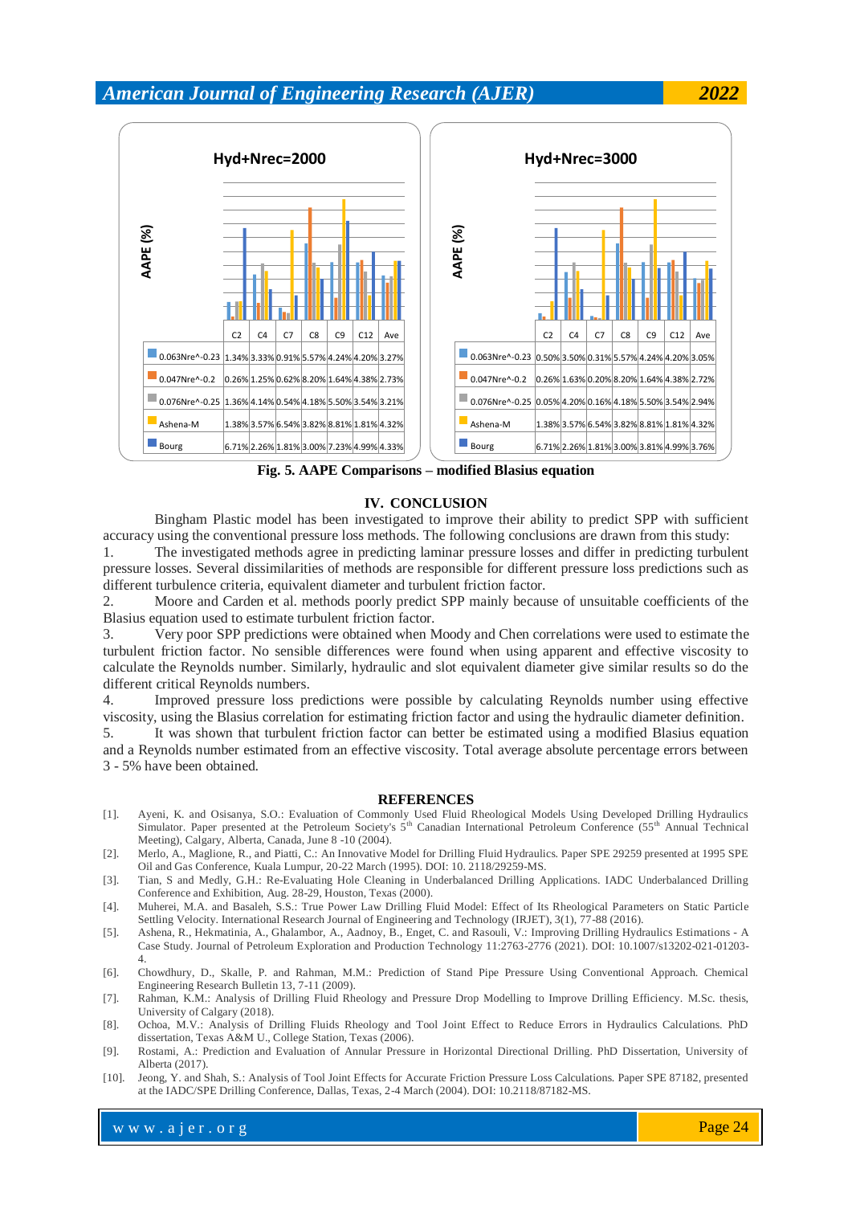| Hyd+Nrec=2000 | C2 | C4 | C7 | C8 | C9 | C12 | Ave |
|---|---|---|---|---|---|---|---|
| 0.063Nre^-0.23 | 1.34% | 3.33% | 0.91% | 5.57% | 4.24% | 4.20% | 3.27% |
| 0.047Nre^-0.2 | 0.26% | 1.25% | 0.62% | 8.20% | 1.64% | 4.38% | 2.73% |
| 0.076Nre^-0.25 | 1.36% | 4.14% | 0.54% | 4.18% | 5.50% | 3.54% | 3.21% |
| Ashena-M | 1.38% | 3.57% | 6.54% | 3.82% | 8.81% | 1.81% | 4.32% |
| Bourg | 6.71% | 2.26% | 1.81% | 3.00% | 7.23% | 4.99% | 4.33% |

| Hyd+Nrec=3000 | C2 | C4 | C7 | C8 | C9 | C12 | Ave |
|---|---|---|---|---|---|---|---|
| 0.063Nre^-0.23 | 0.50% | 3.50% | 0.31% | 5.57% | 4.24% | 4.20% | 3.05% |
| 0.047Nre^-0.2 | 0.26% | 1.63% | 0.20% | 8.20% | 1.64% | 4.38% | 2.72% |
| 0.076Nre^-0.25 | 0.05% | 4.20% | 0.16% | 4.18% | 5.50% | 3.54% | 2.94% |
| Ashena-M | 1.38% | 3.57% | 6.54% | 3.82% | 8.81% | 1.81% | 4.32% |
| Bourg | 6.71% | 2.26% | 1.81% | 3.00% | 3.81% | 4.99% | 3.76% |

**Fig. 5. AAPE Comparisons – modified Blasius equation**

## IV. CONCLUSION

Bingham Plastic model has been investigated to improve their ability to predict SPP with sufficient accuracy using the conventional pressure loss methods. The following conclusions are drawn from this study:

1. The investigated methods agree in predicting laminar pressure losses and differ in predicting turbulent pressure losses. Several dissimilarities of methods are responsible for different pressure loss predictions such as different turbulence criteria, equivalent diameter and turbulent friction factor.
2. Moore and Carden et al. methods poorly predict SPP mainly because of unsuitable coefficients of the Blasius equation used to estimate turbulent friction factor.
3. Very poor SPP predictions were obtained when Moody and Chen correlations were used to estimate the turbulent friction factor. No sensible differences were found when using apparent and effective viscosity to calculate the Reynolds number. Similarly, hydraulic and slot equivalent diameter give similar results so do the different critical Reynolds numbers.
4. Improved pressure loss predictions were possible by calculating Reynolds number using effective viscosity, using the Blasius correlation for estimating friction factor and using the hydraulic diameter definition.
5. It was shown that turbulent friction factor can better be estimated using a modified Blasius equation and a Reynolds number estimated from an effective viscosity. Total average absolute percentage errors between 3 - 5% have been obtained.

## REFERENCES

[1]. Ayeni, K. and Osisanya, S.O.: Evaluation of Commonly Used Fluid Rheological Models Using Developed Drilling Hydraulics Simulator. Paper presented at the Petroleum Society's 5th Canadian International Petroleum Conference (55th Annual Technical Meeting), Calgary, Alberta, Canada, June 8 -10 (2004).

[2]. Merlo, A., Maglione, R., and Piatti, C.: An Innovative Model for Drilling Fluid Hydraulics. Paper SPE 29259 presented at 1995 SPE Oil and Gas Conference, Kuala Lumpur, 20-22 March (1995). DOI: 10. 2118/29259-MS.

[3]. Tian, S and Medly, G.H.: Re-Evaluating Hole Cleaning in Underbalanced Drilling Applications. IADC Underbalanced Drilling Conference and Exhibition, Aug. 28-29, Houston, Texas (2000).

[4]. Muherei, M.A. and Basaleh, S.S.: True Power Law Drilling Fluid Model: Effect of Its Rheological Parameters on Static Particle Settling Velocity. International Research Journal of Engineering and Technology (IRJET), 3(1), 77-88 (2016).

[5]. Ashena, R., Hekmatinia, A., Ghalambor, A., Aadnoy, B., Enget, C. and Rasouli, V.: Improving Drilling Hydraulics Estimations - A Case Study. Journal of Petroleum Exploration and Production Technology 11:2763-2776 (2021). DOI: 10.1007/s13202-021-01203-4.

[6]. Chowdhury, D., Skalle, P. and Rahman, M.M.: Prediction of Stand Pipe Pressure Using Conventional Approach. Chemical Engineering Research Bulletin 13, 7-11 (2009).

[7]. Rahman, K.M.: Analysis of Drilling Fluid Rheology and Pressure Drop Modelling to Improve Drilling Efficiency. M.Sc. thesis, University of Calgary (2018).

[8]. Ochoa, M.V.: Analysis of Drilling Fluids Rheology and Tool Joint Effect to Reduce Errors in Hydraulics Calculations. PhD dissertation, Texas A&M U., College Station, Texas (2006).

[9]. Rostami, A.: Prediction and Evaluation of Annular Pressure in Horizontal Directional Drilling. PhD Dissertation, University of Alberta (2017).

[10]. Jeong, Y. and Shah, S.: Analysis of Tool Joint Effects for Accurate Friction Pressure Loss Calculations. Paper SPE 87182, presented at the IADC/SPE Drilling Conference, Dallas, Texas, 2-4 March (2004). DOI: 10.2118/87182-MS.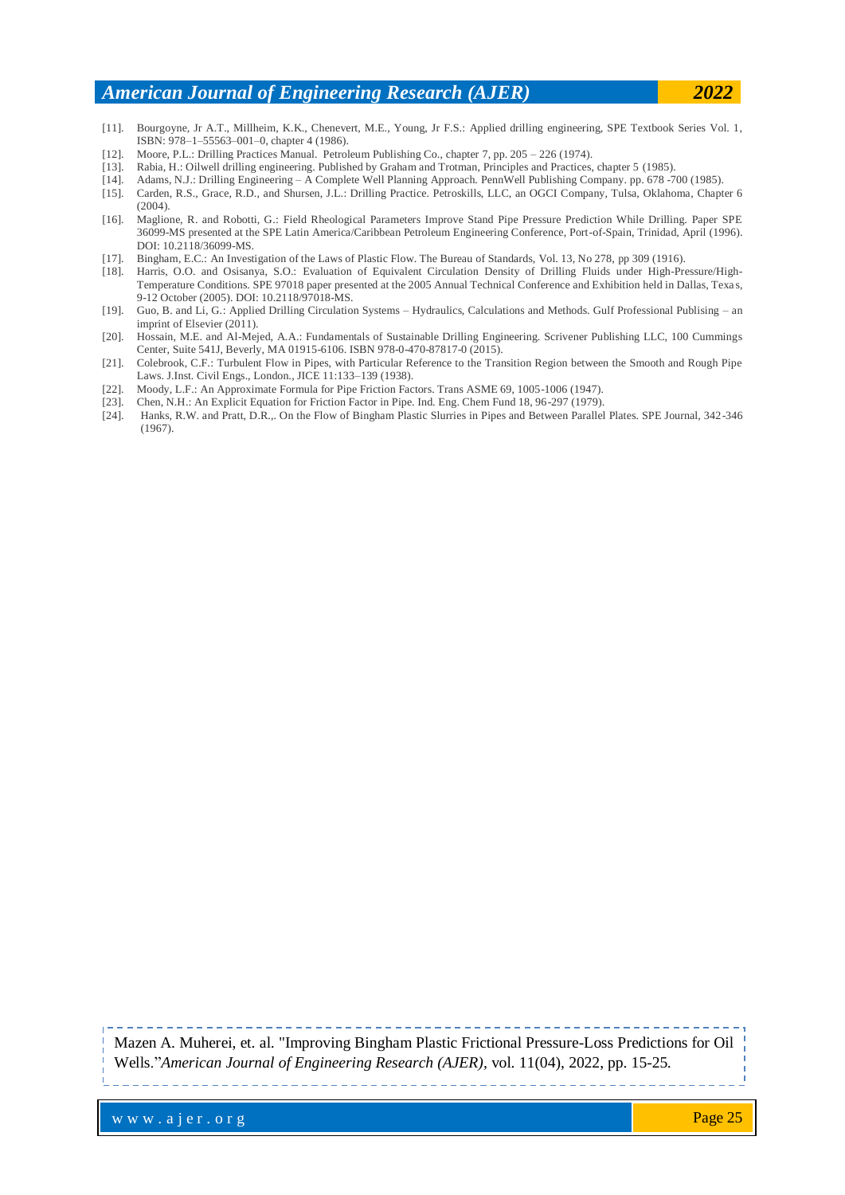[11]. Bourgoyne, Jr A.T., Millheim, K.K., Chenevert, M.E., Young, Jr F.S.: Applied drilling engineering, SPE Textbook Series Vol. 1, ISBN: 978–1–55563–001–0, chapter 4 (1986).

[12]. Moore, P.L.: Drilling Practices Manual. Petroleum Publishing Co., chapter 7, pp. 205 – 226 (1974).

[13]. Rabia, H.: Oilwell drilling engineering. Published by Graham and Trotman, Principles and Practices, chapter 5 (1985).

[14]. Adams, N.J.: Drilling Engineering – A Complete Well Planning Approach. PennWell Publishing Company. pp. 678 -700 (1985).

[15]. Carden, R.S., Grace, R.D., and Shursen, J.L.: Drilling Practice. Petroskills, LLC, an OGCI Company, Tulsa, Oklahoma, Chapter 6 (2004).

[16]. Maglione, R. and Robotti, G.: Field Rheological Parameters Improve Stand Pipe Pressure Prediction While Drilling. Paper SPE 36099-MS presented at the SPE Latin America/Caribbean Petroleum Engineering Conference, Port-of-Spain, Trinidad, April (1996). DOI: 10.2118/36099-MS.

[17]. Bingham, E.C.: An Investigation of the Laws of Plastic Flow. The Bureau of Standards, Vol. 13, No 278, pp 309 (1916).

[18]. Harris, O.O. and Osisanya, S.O.: Evaluation of Equivalent Circulation Density of Drilling Fluids under High-Pressure/High-Temperature Conditions. SPE 97018 paper presented at the 2005 Annual Technical Conference and Exhibition held in Dallas, Texas, 9-12 October (2005). DOI: 10.2118/97018-MS.

[19]. Guo, B. and Li, G.: Applied Drilling Circulation Systems – Hydraulics, Calculations and Methods. Gulf Professional Publising – an imprint of Elsevier (2011).

[20]. Hossain, M.E. and Al-Mejed, A.A.: Fundamentals of Sustainable Drilling Engineering. Scrivener Publishing LLC, 100 Cummings Center, Suite 541J, Beverly, MA 01915-6106. ISBN 978-0-470-87817-0 (2015).

[21]. Colebrook, C.F.: Turbulent Flow in Pipes, with Particular Reference to the Transition Region between the Smooth and Rough Pipe Laws. J.Inst. Civil Engs., London., JICE 11:133–139 (1938).

[22]. Moody, L.F.: An Approximate Formula for Pipe Friction Factors. Trans ASME 69, 1005-1006 (1947).

[23]. Chen, N.H.: An Explicit Equation for Friction Factor in Pipe. Ind. Eng. Chem Fund 18, 96-297 (1979).

[24]. Hanks, R.W. and Pratt, D.R.,. On the Flow of Bingham Plastic Slurries in Pipes and Between Parallel Plates. SPE Journal, 342-346 (1967).

Mazen A. Muherei, et. al. "Improving Bingham Plastic Frictional Pressure-Loss Predictions for Oil Wells."*American Journal of Engineering Research (AJER)*, vol. 11(04), 2022, pp. 15-25.